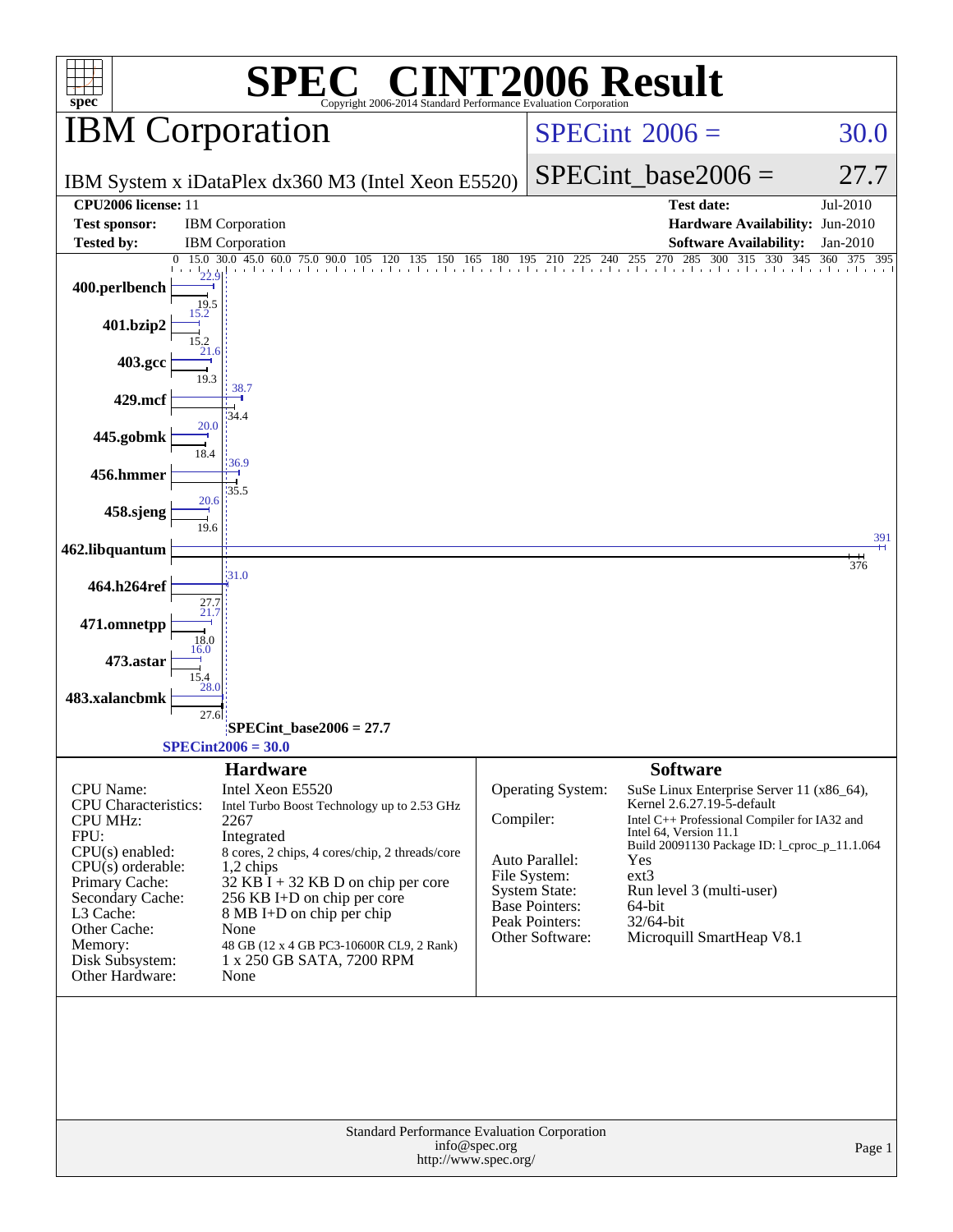# SPEC CINT2006 Result

Copyright 2006-2014 Standard Performance Evaluation Corporation

## IBM Corporation

IBM System x iDataPlex dx360 M3 (Intel Xeon E5520)

SPECint 2006 = 30.0

SPECint_base2006 = 27.7

| | | | |
|---|---|---|---|
| **CPU2006 license:** | 11 | **Test date:** | Jul-2010 |
| **Test sponsor:** | IBM Corporation | **Hardware Availability:** | Jun-2010 |
| **Tested by:** | IBM Corporation | **Software Availability:** | Jan-2010 |

| Benchmark | Peak | Base |
|---|---|---|
| 400.perlbench | 22.9 | 19.5 |
| 401.bzip2 | 15.2 | 15.2 |
| 403.gcc | 21.6 | 19.3 |
| 429.mcf | 38.7 | 34.4 |
| 445.gobmk | 20.0 | 18.4 |
| 456.hmmer | 36.9 | 35.5 |
| 458.sjeng | 20.6 | 19.6 |
| 462.libquantum | 391 | 376 |
| 464.h264ref | 31.0 | 27.7 |
| 471.omnetpp | 21.7 | 18.0 |
| 473.astar | 16.0 | 15.4 |
| 483.xalancbmk | 28.0 | 27.6 |

SPECint_base2006 = 27.7

SPECint2006 = 30.0

### Hardware

| | |
|---|---|
| CPU Name: | Intel Xeon E5520 |
| CPU Characteristics: | Intel Turbo Boost Technology up to 2.53 GHz |
| CPU MHz: | 2267 |
| FPU: | Integrated |
| CPU(s) enabled: | 8 cores, 2 chips, 4 cores/chip, 2 threads/core |
| CPU(s) orderable: | 1,2 chips |
| Primary Cache: | 32 KB I + 32 KB D on chip per core |
| Secondary Cache: | 256 KB I+D on chip per core |
| L3 Cache: | 8 MB I+D on chip per chip |
| Other Cache: | None |
| Memory: | 48 GB (12 x 4 GB PC3-10600R CL9, 2 Rank) |
| Disk Subsystem: | 1 x 250 GB SATA, 7200 RPM |
| Other Hardware: | None |

### Software

| | |
|---|---|
| Operating System: | SuSe Linux Enterprise Server 11 (x86_64), Kernel 2.6.27.19-5-default |
| Compiler: | Intel C++ Professional Compiler for IA32 and Intel 64, Version 11.1 Build 20091130 Package ID: l_cproc_p_11.1.064 |
| Auto Parallel: | Yes |
| File System: | ext3 |
| System State: | Run level 3 (multi-user) |
| Base Pointers: | 64-bit |
| Peak Pointers: | 32/64-bit |
| Other Software: | Microquill SmartHeap V8.1 |

Standard Performance Evaluation Corporation
info@spec.org
http://www.spec.org/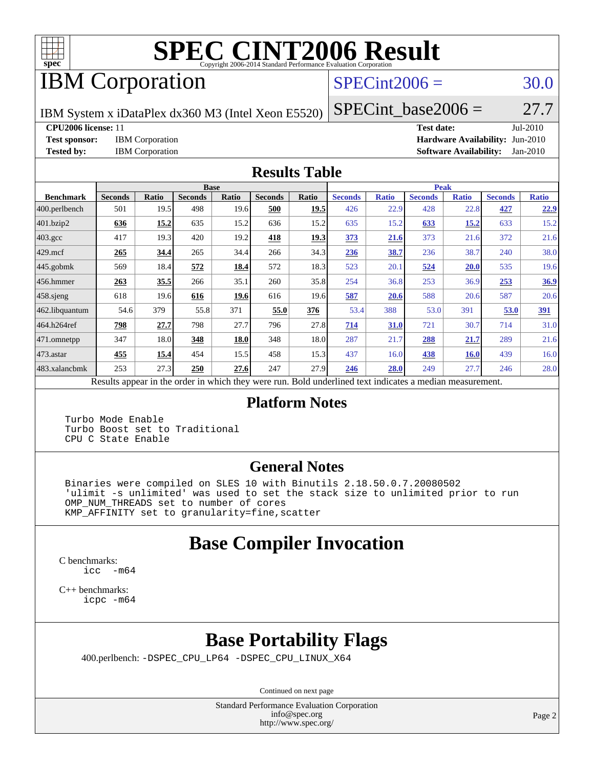# SPEC CINT2006 Result

Copyright 2006-2014 Standard Performance Evaluation Corporation

## IBM Corporation

IBM System x iDataPlex dx360 M3 (Intel Xeon E5520)

SPECint2006 = 30.0

SPECint_base2006 = 27.7

**CPU2006 license:** 11
**Test sponsor:** IBM Corporation
**Tested by:** IBM Corporation
**Test date:** Jul-2010
**Hardware Availability:** Jun-2010
**Software Availability:** Jan-2010

## Results Table

| Benchmark | Base | | | | | | Peak | | | | | |
|---|---|---|---|---|---|---|---|---|---|---|---|---|
| | Seconds | Ratio | Seconds | Ratio | Seconds | Ratio | Seconds | Ratio | Seconds | Ratio | Seconds | Ratio |
| 400.perlbench | 501 | 19.5 | 498 | 19.6 | **500** | **19.5** | 426 | 22.9 | 428 | 22.8 | **427** | **22.9** |
| 401.bzip2 | **636** | **15.2** | 635 | 15.2 | 636 | 15.2 | 635 | 15.2 | **633** | **15.2** | 633 | 15.2 |
| 403.gcc | 417 | 19.3 | 420 | 19.2 | **418** | **19.3** | **373** | **21.6** | 373 | 21.6 | 372 | 21.6 |
| 429.mcf | **265** | **34.4** | 265 | 34.4 | 266 | 34.3 | **236** | **38.7** | 236 | 38.7 | 240 | 38.0 |
| 445.gobmk | 569 | 18.4 | **572** | **18.4** | 572 | 18.3 | 523 | 20.1 | **524** | **20.0** | 535 | 19.6 |
| 456.hmmer | **263** | **35.5** | 266 | 35.1 | 260 | 35.8 | 254 | 36.8 | 253 | 36.9 | **253** | **36.9** |
| 458.sjeng | 618 | 19.6 | **616** | **19.6** | 616 | 19.6 | **587** | **20.6** | 588 | 20.6 | 587 | 20.6 |
| 462.libquantum | 54.6 | 379 | 55.8 | 371 | **55.0** | **376** | 53.4 | 388 | 53.0 | 391 | **53.0** | **391** |
| 464.h264ref | **798** | **27.7** | 798 | 27.7 | 796 | 27.8 | **714** | **31.0** | 721 | 30.7 | 714 | 31.0 |
| 471.omnetpp | 347 | 18.0 | **348** | **18.0** | 348 | 18.0 | 287 | 21.7 | **288** | **21.7** | 289 | 21.6 |
| 473.astar | **455** | **15.4** | 454 | 15.5 | 458 | 15.3 | 437 | 16.0 | **438** | **16.0** | 439 | 16.0 |
| 483.xalancbmk | 253 | 27.3 | **250** | **27.6** | 247 | 27.9 | **246** | **28.0** | 249 | 27.7 | 246 | 28.0 |

Results appear in the order in which they were run. Bold underlined text indicates a median measurement.

## Platform Notes

```
Turbo Mode Enable
Turbo Boost set to Traditional
CPU C State Enable
```

## General Notes

```
Binaries were compiled on SLES 10 with Binutils 2.18.50.0.7.20080502
'ulimit -s unlimited' was used to set the stack size to unlimited prior to run
OMP_NUM_THREADS set to number of cores
KMP_AFFINITY set to granularity=fine,scatter
```

## Base Compiler Invocation

C benchmarks:
```
icc  -m64
```

C++ benchmarks:
```
icpc -m64
```

## Base Portability Flags

400.perlbench: -DSPEC_CPU_LP64 -DSPEC_CPU_LINUX_X64

Continued on next page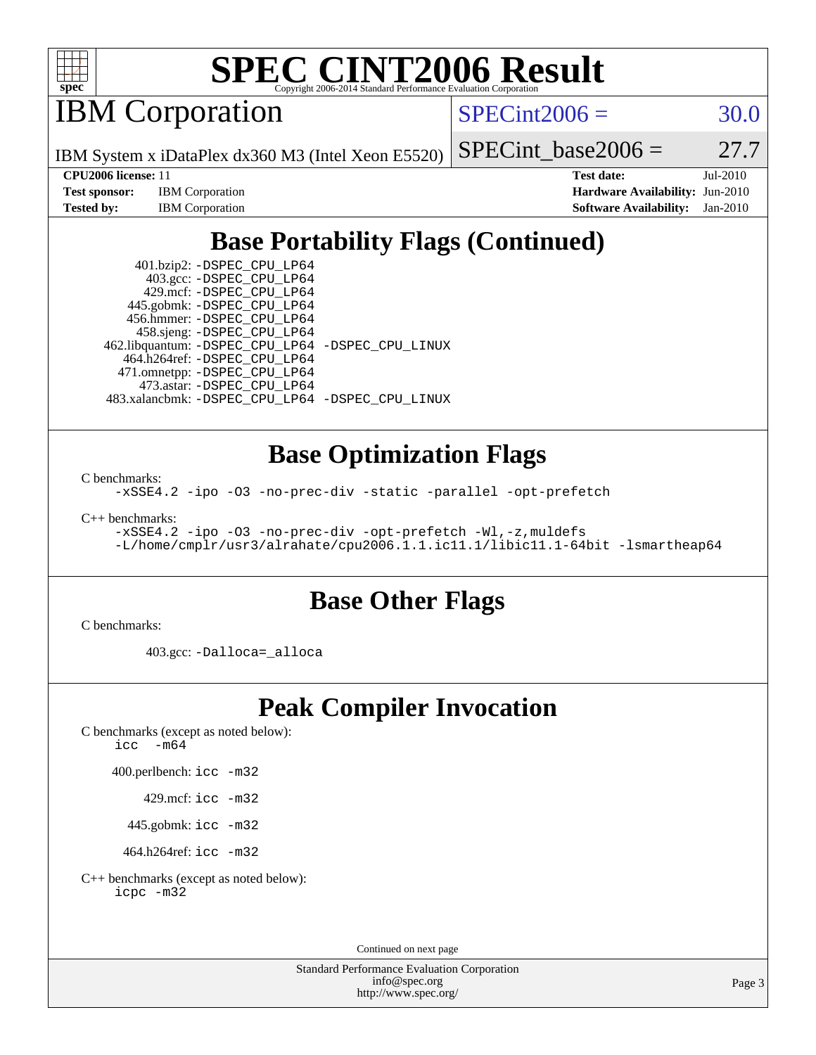# SPEC CINT2006 Result

## IBM Corporation

IBM System x iDataPlex dx360 M3 (Intel Xeon E5520)

SPECint2006 = 30.0

SPECint_base2006 = 27.7

**CPU2006 license:** 11
**Test sponsor:** IBM Corporation
**Tested by:** IBM Corporation

**Test date:** Jul-2010
**Hardware Availability:** Jun-2010
**Software Availability:** Jan-2010

## Base Portability Flags (Continued)

```
      401.bzip2: -DSPEC_CPU_LP64
        403.gcc: -DSPEC_CPU_LP64
        429.mcf: -DSPEC_CPU_LP64
      445.gobmk: -DSPEC_CPU_LP64
      456.hmmer: -DSPEC_CPU_LP64
      458.sjeng: -DSPEC_CPU_LP64
 462.libquantum: -DSPEC_CPU_LP64 -DSPEC_CPU_LINUX
    464.h264ref: -DSPEC_CPU_LP64
    471.omnetpp: -DSPEC_CPU_LP64
      473.astar: -DSPEC_CPU_LP64
 483.xalancbmk: -DSPEC_CPU_LP64 -DSPEC_CPU_LINUX
```

## Base Optimization Flags

C benchmarks:

```
-xSSE4.2 -ipo -O3 -no-prec-div -static -parallel -opt-prefetch
```

C++ benchmarks:

```
-xSSE4.2 -ipo -O3 -no-prec-div -opt-prefetch -Wl,-z,muldefs
-L/home/cmplr/usr3/alrahate/cpu2006.1.1.ic11.1/libic11.1-64bit -lsmartheap64
```

## Base Other Flags

C benchmarks:

```
403.gcc: -Dalloca=_alloca
```

## Peak Compiler Invocation

C benchmarks (except as noted below):

```
icc  -m64
```

```
400.perlbench: icc -m32
      429.mcf: icc -m32
    445.gobmk: icc -m32
  464.h264ref: icc -m32
```

C++ benchmarks (except as noted below):

```
icpc -m32
```

Continued on next page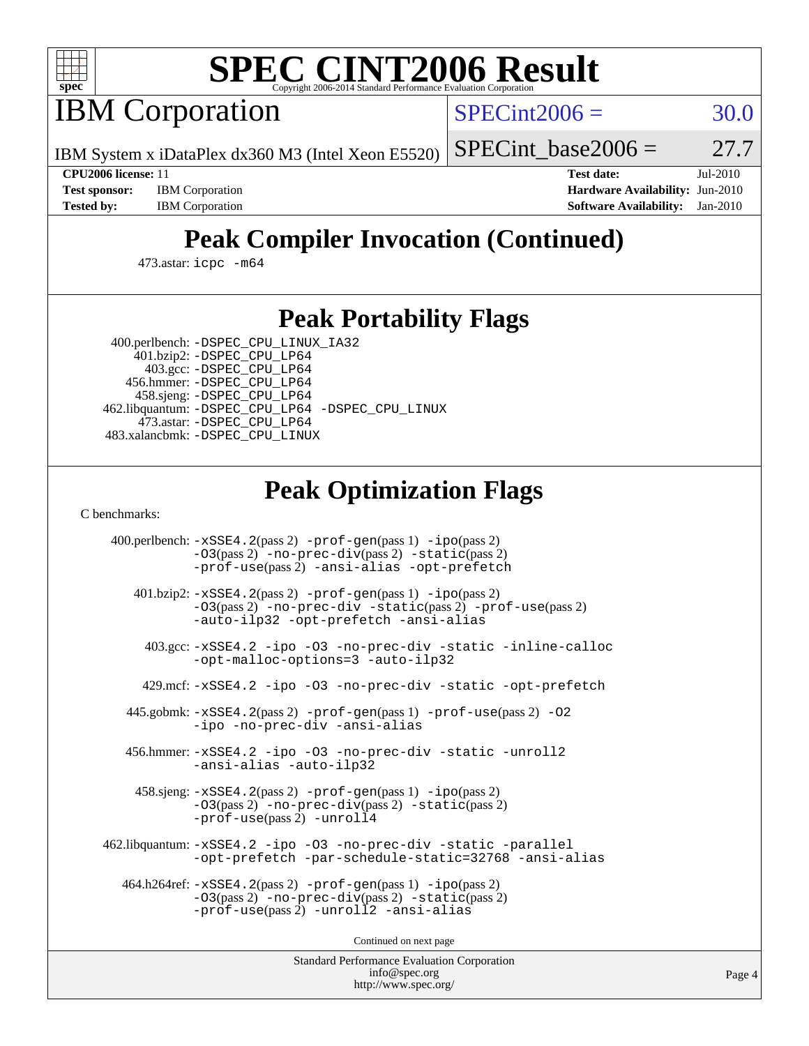# SPEC CINT2006 Result

Copyright 2006-2014 Standard Performance Evaluation Corporation

## IBM Corporation

IBM System x iDataPlex dx360 M3 (Intel Xeon E5520)

SPECint2006 = 30.0

SPECint_base2006 = 27.7

| | | | |
|---|---|---|---|
| **CPU2006 license:** 11 | | **Test date:** | Jul-2010 |
| **Test sponsor:** | IBM Corporation | **Hardware Availability:** | Jun-2010 |
| **Tested by:** | IBM Corporation | **Software Availability:** | Jan-2010 |

## Peak Compiler Invocation (Continued)

473.astar: `icpc -m64`

## Peak Portability Flags

400.perlbench: `-DSPEC_CPU_LINUX_IA32`
401.bzip2: `-DSPEC_CPU_LP64`
403.gcc: `-DSPEC_CPU_LP64`
456.hmmer: `-DSPEC_CPU_LP64`
458.sjeng: `-DSPEC_CPU_LP64`
462.libquantum: `-DSPEC_CPU_LP64 -DSPEC_CPU_LINUX`
473.astar: `-DSPEC_CPU_LP64`
483.xalancbmk: `-DSPEC_CPU_LINUX`

## Peak Optimization Flags

C benchmarks:

400.perlbench: `-xSSE4.2`(pass 2) `-prof-gen`(pass 1) `-ipo`(pass 2) `-O3`(pass 2) `-no-prec-div`(pass 2) `-static`(pass 2) `-prof-use`(pass 2) `-ansi-alias -opt-prefetch`

401.bzip2: `-xSSE4.2`(pass 2) `-prof-gen`(pass 1) `-ipo`(pass 2) `-O3`(pass 2) `-no-prec-div -static`(pass 2) `-prof-use`(pass 2) `-auto-ilp32 -opt-prefetch -ansi-alias`

403.gcc: `-xSSE4.2 -ipo -O3 -no-prec-div -static -inline-calloc -opt-malloc-options=3 -auto-ilp32`

429.mcf: `-xSSE4.2 -ipo -O3 -no-prec-div -static -opt-prefetch`

445.gobmk: `-xSSE4.2`(pass 2) `-prof-gen`(pass 1) `-prof-use`(pass 2) `-O2 -ipo -no-prec-div -ansi-alias`

456.hmmer: `-xSSE4.2 -ipo -O3 -no-prec-div -static -unroll2 -ansi-alias -auto-ilp32`

458.sjeng: `-xSSE4.2`(pass 2) `-prof-gen`(pass 1) `-ipo`(pass 2) `-O3`(pass 2) `-no-prec-div`(pass 2) `-static`(pass 2) `-prof-use`(pass 2) `-unroll4`

462.libquantum: `-xSSE4.2 -ipo -O3 -no-prec-div -static -parallel -opt-prefetch -par-schedule-static=32768 -ansi-alias`

464.h264ref: `-xSSE4.2`(pass 2) `-prof-gen`(pass 1) `-ipo`(pass 2) `-O3`(pass 2) `-no-prec-div`(pass 2) `-static`(pass 2) `-prof-use`(pass 2) `-unroll2 -ansi-alias`

Continued on next page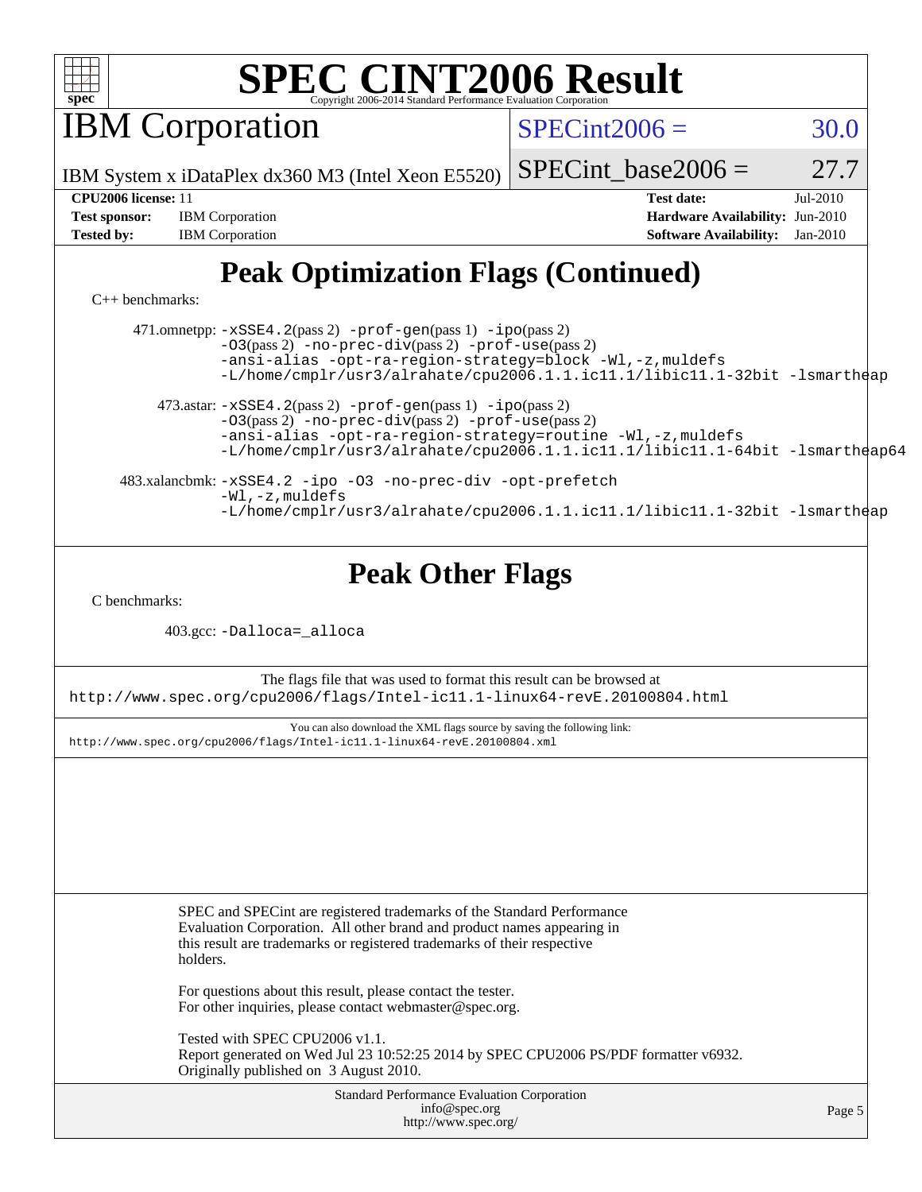# SPEC CINT2006 Result

Copyright 2006-2014 Standard Performance Evaluation Corporation

## IBM Corporation

IBM System x iDataPlex dx360 M3 (Intel Xeon E5520)

SPECint2006 = 30.0

SPECint_base2006 = 27.7

| | | | |
|---|---|---|---|
| **CPU2006 license:** 11 | | **Test date:** | Jul-2010 |
| **Test sponsor:** | IBM Corporation | **Hardware Availability:** | Jun-2010 |
| **Tested by:** | IBM Corporation | **Software Availability:** | Jan-2010 |

## Peak Optimization Flags (Continued)

C++ benchmarks:

471.omnetpp: -xSSE4.2(pass 2) -prof-gen(pass 1) -ipo(pass 2) -O3(pass 2) -no-prec-div(pass 2) -prof-use(pass 2) -ansi-alias -opt-ra-region-strategy=block -Wl,-z,muldefs -L/home/cmplr/usr3/alrahate/cpu2006.1.1.ic11.1/libic11.1-32bit -lsmartheap

473.astar: -xSSE4.2(pass 2) -prof-gen(pass 1) -ipo(pass 2) -O3(pass 2) -no-prec-div(pass 2) -prof-use(pass 2) -ansi-alias -opt-ra-region-strategy=routine -Wl,-z,muldefs -L/home/cmplr/usr3/alrahate/cpu2006.1.1.ic11.1/libic11.1-64bit -lsmartheap64

483.xalancbmk: -xSSE4.2 -ipo -O3 -no-prec-div -opt-prefetch -Wl,-z,muldefs -L/home/cmplr/usr3/alrahate/cpu2006.1.1.ic11.1/libic11.1-32bit -lsmartheap

## Peak Other Flags

C benchmarks:

403.gcc: -Dalloca=_alloca

The flags file that was used to format this result can be browsed at
http://www.spec.org/cpu2006/flags/Intel-ic11.1-linux64-revE.20100804.html

You can also download the XML flags source by saving the following link:
http://www.spec.org/cpu2006/flags/Intel-ic11.1-linux64-revE.20100804.xml

SPEC and SPECint are registered trademarks of the Standard Performance Evaluation Corporation. All other brand and product names appearing in this result are trademarks or registered trademarks of their respective holders.

For questions about this result, please contact the tester.
For other inquiries, please contact webmaster@spec.org.

Tested with SPEC CPU2006 v1.1.
Report generated on Wed Jul 23 10:52:25 2014 by SPEC CPU2006 PS/PDF formatter v6932.
Originally published on 3 August 2010.

Standard Performance Evaluation Corporation
info@spec.org
http://www.spec.org/